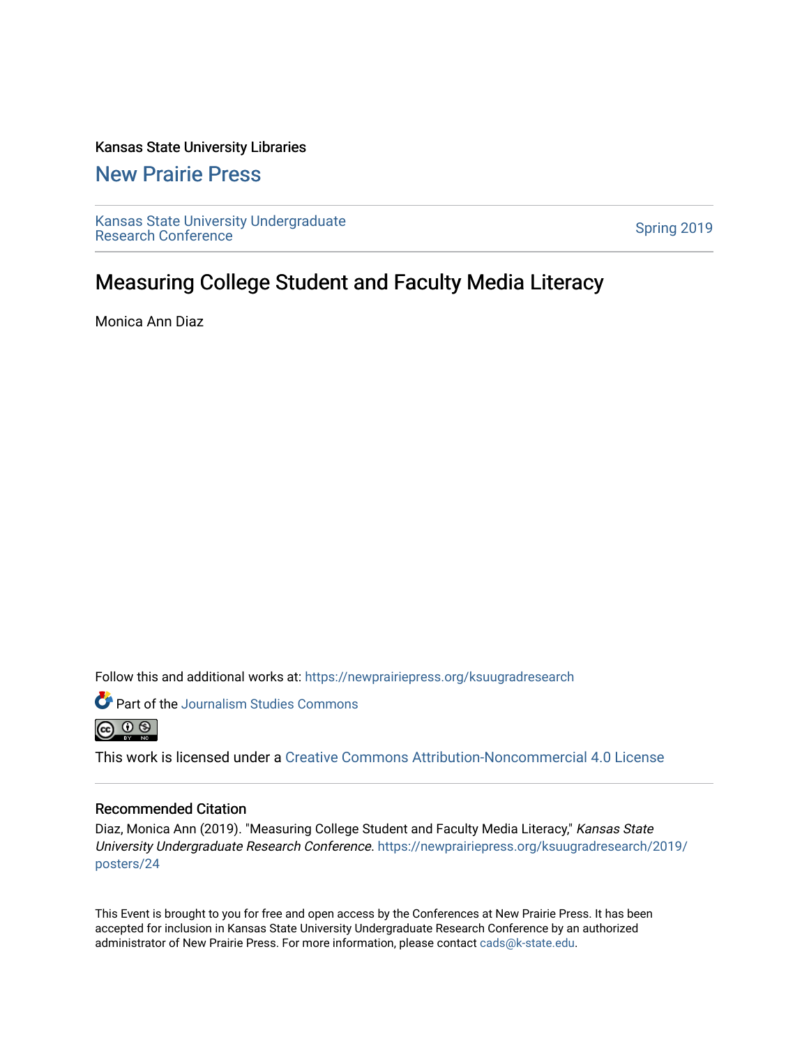Kansas State University Libraries

## New Prairie Press

Kansas State University Undergraduate Research Conference

Spring 2019

# Measuring College Student and Faculty Media Literacy

Monica Ann Diaz

Follow this and additional works at: https://newprairiepress.org/ksuugradresearch

Part of the Journalism Studies Commons

This work is licensed under a Creative Commons Attribution-Noncommercial 4.0 License

### Recommended Citation

Diaz, Monica Ann (2019). "Measuring College Student and Faculty Media Literacy," *Kansas State University Undergraduate Research Conference*. https://newprairiepress.org/ksuugradresearch/2019/posters/24

This Event is brought to you for free and open access by the Conferences at New Prairie Press. It has been accepted for inclusion in Kansas State University Undergraduate Research Conference by an authorized administrator of New Prairie Press. For more information, please contact cads@k-state.edu.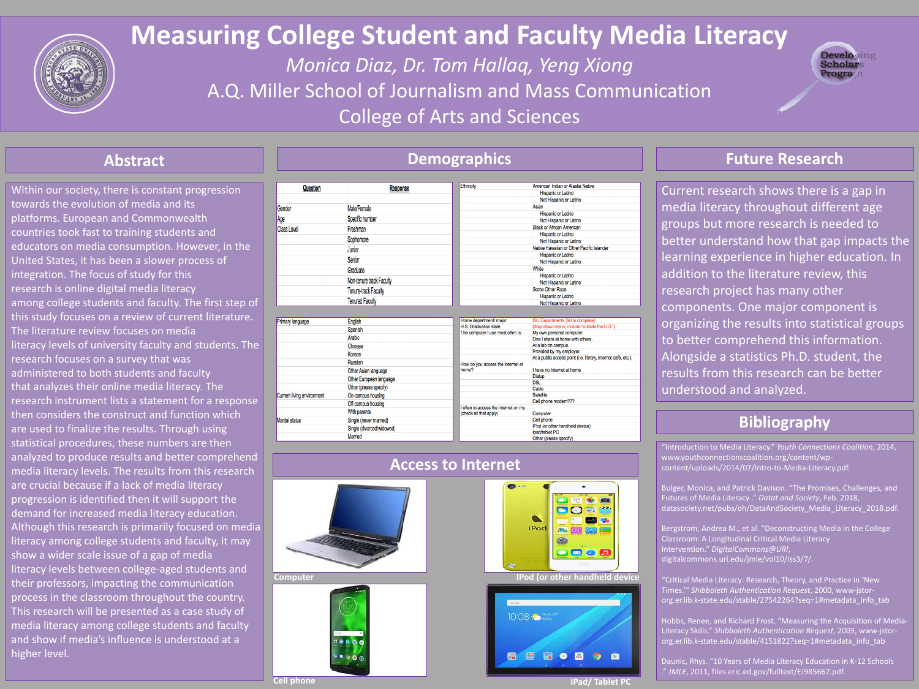# Measuring College Student and Faculty Media Literacy

*Monica Diaz, Dr. Tom Hallaq, Yeng Xiong*

A.Q. Miller School of Journalism and Mass Communication

College of Arts and Sciences

## Abstract

Within our society, there is constant progression towards the evolution of media and its platforms. European and Commonwealth countries took fast to training students and educators on media consumption. However, in the United States, it has been a slower process of integration. The focus of study for this research is online digital media literacy among college students and faculty. The first step of this study focuses on a review of current literature. The literature review focuses on media literacy levels of university faculty and students. The research focuses on a survey that was administered to both students and faculty that analyzes their online media literacy. The research instrument lists a statement for a response then considers the construct and function which are used to finalize the results. Through using statistical procedures, these numbers are then analyzed to produce results and better comprehend media literacy levels. The results from this research are crucial because if a lack of media literacy progression is identified then it will support the demand for increased media literacy education. Although this research is primarily focused on media literacy among college students and faculty, it may show a wider scale issue of a gap of media literacy levels between college-aged students and their professors, impacting the communication process in the classroom throughout the country. This research will be presented as a case study of media literacy among college students and faculty and show if media's influence is understood at a higher level.

## Demographics

| Question | Response |
|---|---|
| Gender | Male/Female |
| Age | Specific number |
| Class Level | Freshman |
| | Sophomore |
| | Junior |
| | Senior |
| | Graduate |
| | Non-tenure track Faculty |
| | Tenure-track Faculty |
| | Tenured Faculty |

| | |
|---|---|
| Ethnicity | American Indian or Alaska Native |
| | Hispanic or Latino |
| | Not Hispanic or Latino |
| | Asian |
| | Hispanic or Latino |
| | Not Hispanic or Latino |
| | Black or African American |
| | Hispanic or Latino |
| | Not Hispanic or Latino |
| | Native Hawaiian or Other Pacific Islander |
| | Hispanic or Latino |
| | Not Hispanic or Latino |
| | White |
| | Hispanic or Latino |
| | Not Hispanic or Latino |
| | Some Other Race |
| | Hispanic or Latino |
| | Not Hispanic or Latino |

| | |
|---|---|
| Primary language | English |
| | Spanish |
| | Arabic |
| | Chinese |
| | Korean |
| | Russian |
| | Other Asian language |
| | Other European language |
| | Other (please specify) |
| Current living environment | On-campus housing |
| | Off-campus housing |
| | With parents |
| Marital status | Single (never married) |
| | Single (divorced/widowed) |
| | Married |

| | |
|---|---|
| Home department/ major | ISU Departments (list is complete) |
| H.S. Graduation state | (drop-down menu, include "outside the U.S.") |
| The computer I use most often is: | My own personal computer. |
| | One I share at home with others. |
| | At a lab on campus. |
| | Provided by my employer. |
| | At a public access point (i.e. library, Internet café, etc.) |
| How do you access the Internet at home? | I have no Internet at home |
| | Dialup |
| | DSL |
| | Cable |
| | Satellite |
| | Cell phone modem??? |
| I often to access the Internet on my (check all that apply) | Computer |
| | Cell phone |
| | IPod (or other handheld device) |
| | Ipad/tablet PC |
| | Other (please specify) |

## Access to Internet

Computer

IPod (or other handheld device

Cell phone

IPad/ Tablet PC

## Future Research

Current research shows there is a gap in media literacy throughout different age groups but more research is needed to better understand how that gap impacts the learning experience in higher education. In addition to the literature review, this research project has many other components. One major component is organizing the results into statistical groups to better comprehend this information. Alongside a statistics Ph.D. student, the results from this research can be better understood and analyzed.

## Bibliography

"Introduction to Media Literacy." *Youth Connections Coalition*, 2014, www.youthconnectionscoalition.org/content/wp-content/uploads/2014/07/Intro-to-Media-Literacy.pdf.

Bulger, Monica, and Patrick Davison. "The Promises, Challenges, and Futures of Media Literacy ." *Datat and Society*, Feb. 2018, datasociety.net/pubs/oh/DataAndSociety_Media_Literacy_2018.pdf.

Bergstrom, Andrea M., et al. "Deconstructing Media in the College Classroom: A Longitudinal Critical Media Literacy Intervention." *DigitalCommons@URI*, digitalcommons.uri.edu/jmle/vol10/iss3/7/.

"Critical Media Literacy: Research, Theory, and Practice in 'New Times.'" *Shibboleth Authentication Request*, 2000, www-jstor-org.er.lib.k-state.edu/stable/27542264?seq=1#metadata_info_tab

Hobbs, Renee, and Richard Frost. "Measuring the Acquisition of Media-Literacy Skills." *Shibboleth Authentication Request*, 2003, www-jstor-org.er.lib.k-state.edu/stable/4151822?seq=1#metadata_info_tab

Daunic, Rhys. "10 Years of Media Literacy Education in K-12 Schools ." *JMLE*, 2011, files.eric.ed.gov/fulltext/EJ985667.pdf.